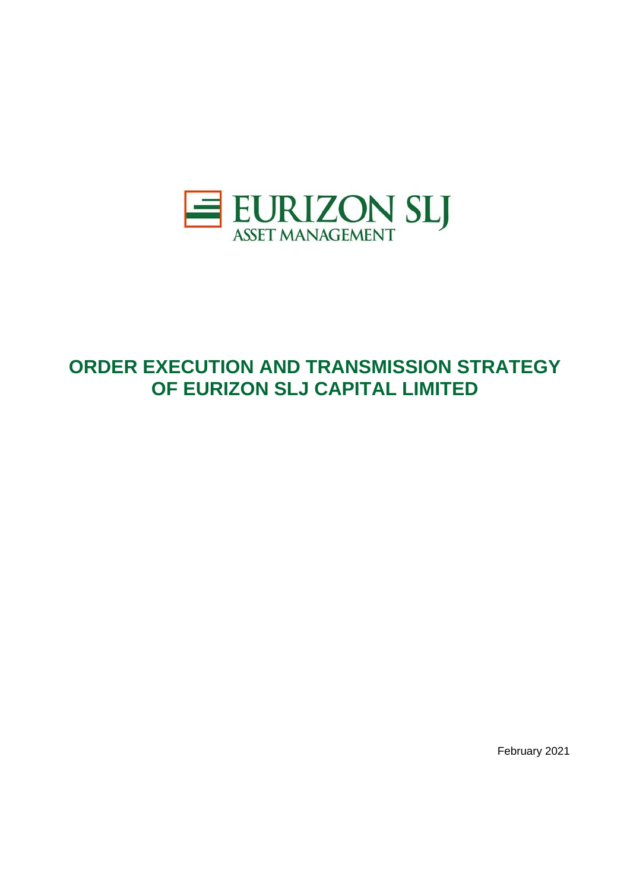EURIZON SLJ
ASSET MANAGEMENT

# ORDER EXECUTION AND TRANSMISSION STRATEGY OF EURIZON SLJ CAPITAL LIMITED

February 2021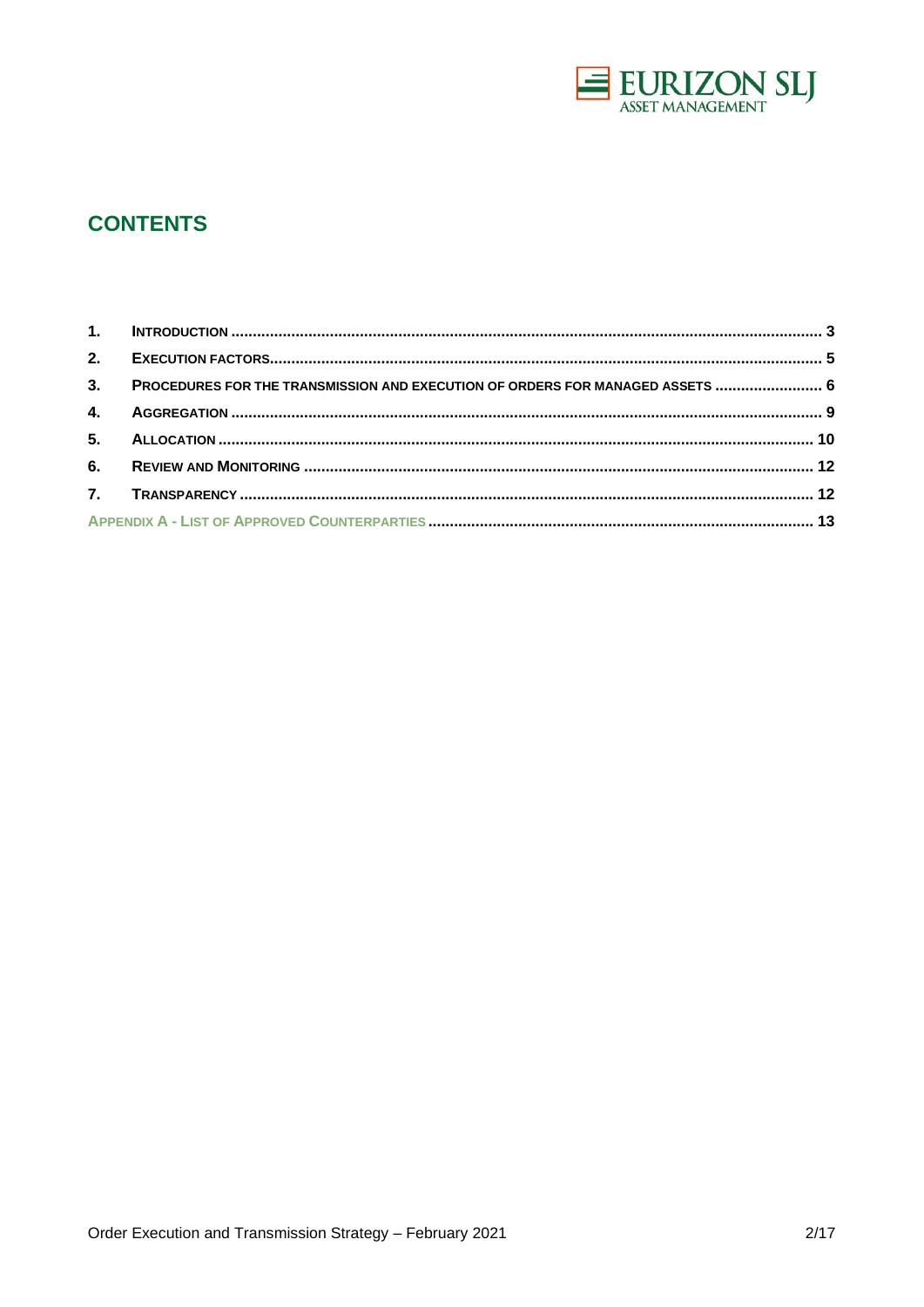# CONTENTS

1. INTRODUCTION ........................................................................................................................................ 3
2. EXECUTION FACTORS.............................................................................................................................. 5
3. PROCEDURES FOR THE TRANSMISSION AND EXECUTION OF ORDERS FOR MANAGED ASSETS ......................... 6
4. AGGREGATION ........................................................................................................................................ 9
5. ALLOCATION ......................................................................................................................................... 10
6. REVIEW AND MONITORING ..................................................................................................................... 12
7. TRANSPARENCY ..................................................................................................................................... 12

APPENDIX A - LIST OF APPROVED COUNTERPARTIES .......................................................................................... 13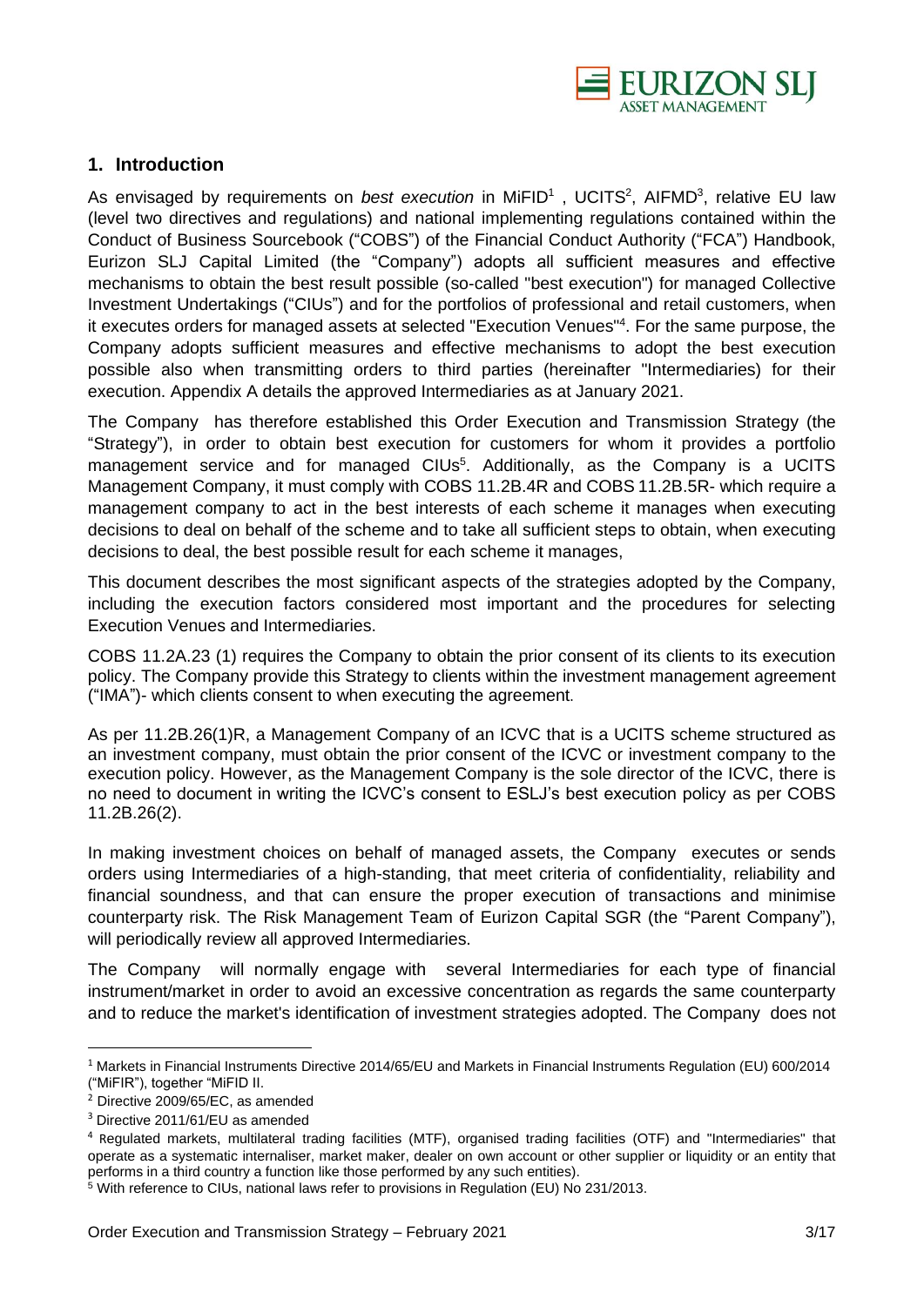## 1. Introduction

As envisaged by requirements on *best execution* in MiFID[1] , UCITS[2], AIFMD[3], relative EU law (level two directives and regulations) and national implementing regulations contained within the Conduct of Business Sourcebook ("COBS") of the Financial Conduct Authority ("FCA") Handbook, Eurizon SLJ Capital Limited (the "Company") adopts all sufficient measures and effective mechanisms to obtain the best result possible (so-called "best execution") for managed Collective Investment Undertakings ("CIUs") and for the portfolios of professional and retail customers, when it executes orders for managed assets at selected "Execution Venues"[4]. For the same purpose, the Company adopts sufficient measures and effective mechanisms to adopt the best execution possible also when transmitting orders to third parties (hereinafter "Intermediaries) for their execution. Appendix A details the approved Intermediaries as at January 2021.

The Company has therefore established this Order Execution and Transmission Strategy (the "Strategy"), in order to obtain best execution for customers for whom it provides a portfolio management service and for managed CIUs[5]. Additionally, as the Company is a UCITS Management Company, it must comply with COBS 11.2B.4R and COBS 11.2B.5R- which require a management company to act in the best interests of each scheme it manages when executing decisions to deal on behalf of the scheme and to take all sufficient steps to obtain, when executing decisions to deal, the best possible result for each scheme it manages,

This document describes the most significant aspects of the strategies adopted by the Company, including the execution factors considered most important and the procedures for selecting Execution Venues and Intermediaries.

COBS 11.2A.23 (1) requires the Company to obtain the prior consent of its clients to its execution policy. The Company provide this Strategy to clients within the investment management agreement ("IMA")- which clients consent to when executing the agreement.

As per 11.2B.26(1)R, a Management Company of an ICVC that is a UCITS scheme structured as an investment company, must obtain the prior consent of the ICVC or investment company to the execution policy. However, as the Management Company is the sole director of the ICVC, there is no need to document in writing the ICVC's consent to ESLJ's best execution policy as per COBS 11.2B.26(2).

In making investment choices on behalf of managed assets, the Company executes or sends orders using Intermediaries of a high-standing, that meet criteria of confidentiality, reliability and financial soundness, and that can ensure the proper execution of transactions and minimise counterparty risk. The Risk Management Team of Eurizon Capital SGR (the "Parent Company"), will periodically review all approved Intermediaries.

The Company will normally engage with several Intermediaries for each type of financial instrument/market in order to avoid an excessive concentration as regards the same counterparty and to reduce the market's identification of investment strategies adopted. The Company does not

---

[1] Markets in Financial Instruments Directive 2014/65/EU and Markets in Financial Instruments Regulation (EU) 600/2014 ("MiFIR"), together "MiFID II.

[2] Directive 2009/65/EC, as amended

[3] Directive 2011/61/EU as amended

[4] Regulated markets, multilateral trading facilities (MTF), organised trading facilities (OTF) and "Intermediaries" that operate as a systematic internaliser, market maker, dealer on own account or other supplier or liquidity or an entity that performs in a third country a function like those performed by any such entities).

[5] With reference to CIUs, national laws refer to provisions in Regulation (EU) No 231/2013.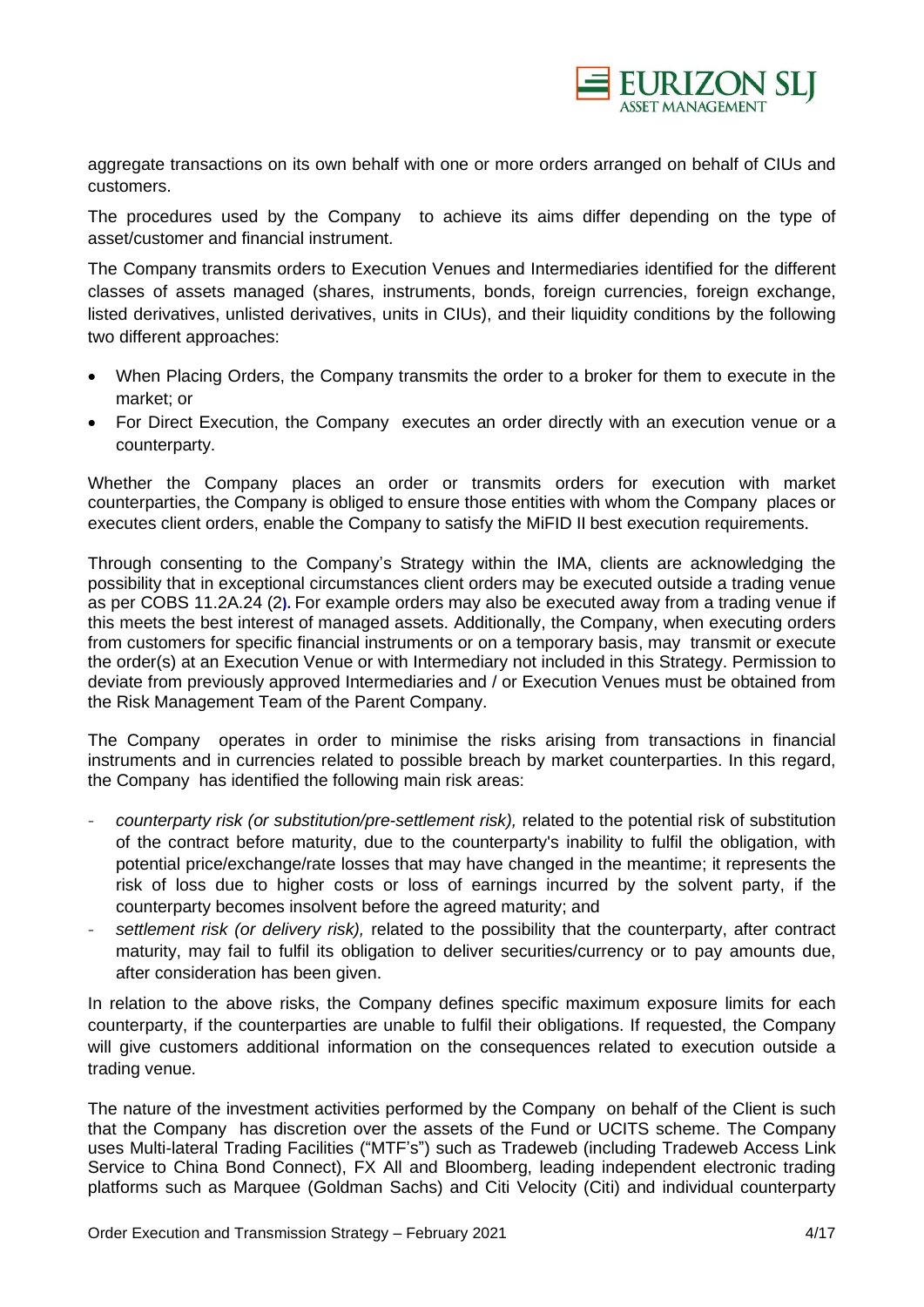aggregate transactions on its own behalf with one or more orders arranged on behalf of CIUs and customers.

The procedures used by the Company to achieve its aims differ depending on the type of asset/customer and financial instrument.

The Company transmits orders to Execution Venues and Intermediaries identified for the different classes of assets managed (shares, instruments, bonds, foreign currencies, foreign exchange, listed derivatives, unlisted derivatives, units in CIUs), and their liquidity conditions by the following two different approaches:

- When Placing Orders, the Company transmits the order to a broker for them to execute in the market; or
- For Direct Execution, the Company executes an order directly with an execution venue or a counterparty.

Whether the Company places an order or transmits orders for execution with market counterparties, the Company is obliged to ensure those entities with whom the Company places or executes client orders, enable the Company to satisfy the MiFID II best execution requirements.

Through consenting to the Company's Strategy within the IMA, clients are acknowledging the possibility that in exceptional circumstances client orders may be executed outside a trading venue as per COBS 11.2A.24 (2). For example orders may also be executed away from a trading venue if this meets the best interest of managed assets. Additionally, the Company, when executing orders from customers for specific financial instruments or on a temporary basis, may transmit or execute the order(s) at an Execution Venue or with Intermediary not included in this Strategy. Permission to deviate from previously approved Intermediaries and / or Execution Venues must be obtained from the Risk Management Team of the Parent Company.

The Company operates in order to minimise the risks arising from transactions in financial instruments and in currencies related to possible breach by market counterparties. In this regard, the Company has identified the following main risk areas:

- *counterparty risk (or substitution/pre-settlement risk),* related to the potential risk of substitution of the contract before maturity, due to the counterparty's inability to fulfil the obligation, with potential price/exchange/rate losses that may have changed in the meantime; it represents the risk of loss due to higher costs or loss of earnings incurred by the solvent party, if the counterparty becomes insolvent before the agreed maturity; and
- *settlement risk (or delivery risk),* related to the possibility that the counterparty, after contract maturity, may fail to fulfil its obligation to deliver securities/currency or to pay amounts due, after consideration has been given.

In relation to the above risks, the Company defines specific maximum exposure limits for each counterparty, if the counterparties are unable to fulfil their obligations. If requested, the Company will give customers additional information on the consequences related to execution outside a trading venue.

The nature of the investment activities performed by the Company on behalf of the Client is such that the Company has discretion over the assets of the Fund or UCITS scheme. The Company uses Multi-lateral Trading Facilities ("MTF's") such as Tradeweb (including Tradeweb Access Link Service to China Bond Connect), FX All and Bloomberg, leading independent electronic trading platforms such as Marquee (Goldman Sachs) and Citi Velocity (Citi) and individual counterparty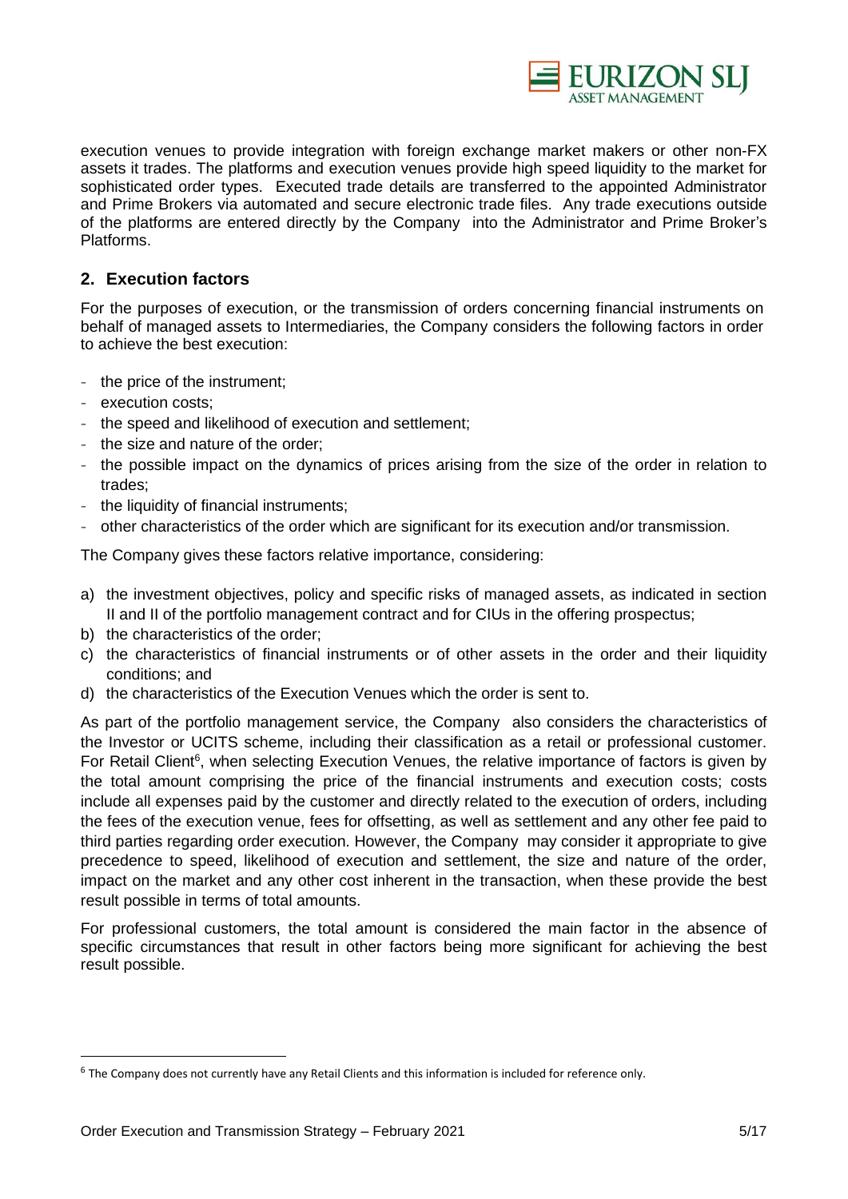execution venues to provide integration with foreign exchange market makers or other non-FX assets it trades. The platforms and execution venues provide high speed liquidity to the market for sophisticated order types. Executed trade details are transferred to the appointed Administrator and Prime Brokers via automated and secure electronic trade files. Any trade executions outside of the platforms are entered directly by the Company into the Administrator and Prime Broker's Platforms.

## 2. Execution factors

For the purposes of execution, or the transmission of orders concerning financial instruments on behalf of managed assets to Intermediaries, the Company considers the following factors in order to achieve the best execution:

- the price of the instrument;
- execution costs;
- the speed and likelihood of execution and settlement;
- the size and nature of the order;
- the possible impact on the dynamics of prices arising from the size of the order in relation to trades;
- the liquidity of financial instruments;
- other characteristics of the order which are significant for its execution and/or transmission.

The Company gives these factors relative importance, considering:

a) the investment objectives, policy and specific risks of managed assets, as indicated in section II and II of the portfolio management contract and for CIUs in the offering prospectus;
b) the characteristics of the order;
c) the characteristics of financial instruments or of other assets in the order and their liquidity conditions; and
d) the characteristics of the Execution Venues which the order is sent to.

As part of the portfolio management service, the Company also considers the characteristics of the Investor or UCITS scheme, including their classification as a retail or professional customer. For Retail Client[6], when selecting Execution Venues, the relative importance of factors is given by the total amount comprising the price of the financial instruments and execution costs; costs include all expenses paid by the customer and directly related to the execution of orders, including the fees of the execution venue, fees for offsetting, as well as settlement and any other fee paid to third parties regarding order execution. However, the Company may consider it appropriate to give precedence to speed, likelihood of execution and settlement, the size and nature of the order, impact on the market and any other cost inherent in the transaction, when these provide the best result possible in terms of total amounts.

For professional customers, the total amount is considered the main factor in the absence of specific circumstances that result in other factors being more significant for achieving the best result possible.

[6] The Company does not currently have any Retail Clients and this information is included for reference only.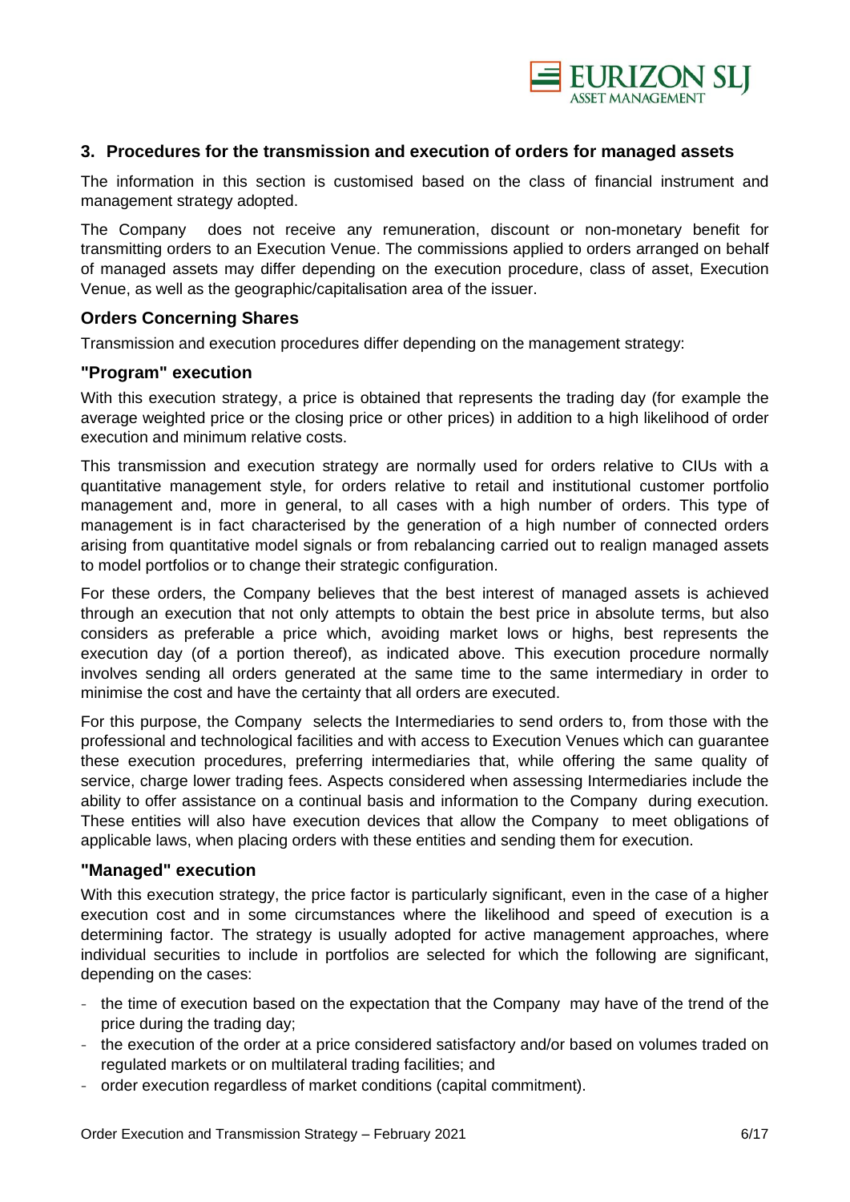## 3. Procedures for the transmission and execution of orders for managed assets

The information in this section is customised based on the class of financial instrument and management strategy adopted.

The Company does not receive any remuneration, discount or non-monetary benefit for transmitting orders to an Execution Venue. The commissions applied to orders arranged on behalf of managed assets may differ depending on the execution procedure, class of asset, Execution Venue, as well as the geographic/capitalisation area of the issuer.

### Orders Concerning Shares

Transmission and execution procedures differ depending on the management strategy:

#### "Program" execution

With this execution strategy, a price is obtained that represents the trading day (for example the average weighted price or the closing price or other prices) in addition to a high likelihood of order execution and minimum relative costs.

This transmission and execution strategy are normally used for orders relative to CIUs with a quantitative management style, for orders relative to retail and institutional customer portfolio management and, more in general, to all cases with a high number of orders. This type of management is in fact characterised by the generation of a high number of connected orders arising from quantitative model signals or from rebalancing carried out to realign managed assets to model portfolios or to change their strategic configuration.

For these orders, the Company believes that the best interest of managed assets is achieved through an execution that not only attempts to obtain the best price in absolute terms, but also considers as preferable a price which, avoiding market lows or highs, best represents the execution day (of a portion thereof), as indicated above. This execution procedure normally involves sending all orders generated at the same time to the same intermediary in order to minimise the cost and have the certainty that all orders are executed.

For this purpose, the Company selects the Intermediaries to send orders to, from those with the professional and technological facilities and with access to Execution Venues which can guarantee these execution procedures, preferring intermediaries that, while offering the same quality of service, charge lower trading fees. Aspects considered when assessing Intermediaries include the ability to offer assistance on a continual basis and information to the Company during execution. These entities will also have execution devices that allow the Company to meet obligations of applicable laws, when placing orders with these entities and sending them for execution.

#### "Managed" execution

With this execution strategy, the price factor is particularly significant, even in the case of a higher execution cost and in some circumstances where the likelihood and speed of execution is a determining factor. The strategy is usually adopted for active management approaches, where individual securities to include in portfolios are selected for which the following are significant, depending on the cases:

- the time of execution based on the expectation that the Company may have of the trend of the price during the trading day;
- the execution of the order at a price considered satisfactory and/or based on volumes traded on regulated markets or on multilateral trading facilities; and
- order execution regardless of market conditions (capital commitment).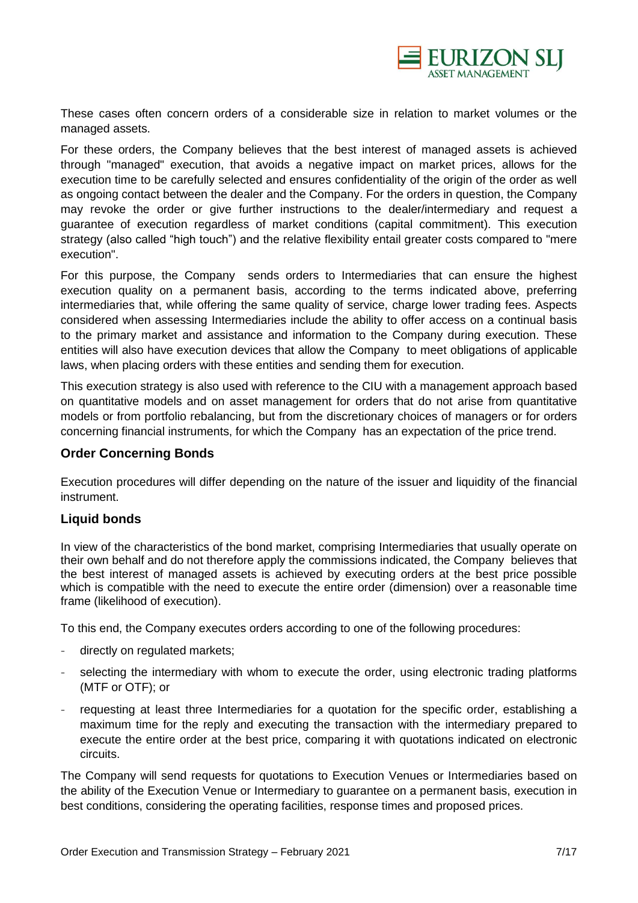These cases often concern orders of a considerable size in relation to market volumes or the managed assets.

For these orders, the Company believes that the best interest of managed assets is achieved through "managed" execution, that avoids a negative impact on market prices, allows for the execution time to be carefully selected and ensures confidentiality of the origin of the order as well as ongoing contact between the dealer and the Company. For the orders in question, the Company may revoke the order or give further instructions to the dealer/intermediary and request a guarantee of execution regardless of market conditions (capital commitment). This execution strategy (also called "high touch") and the relative flexibility entail greater costs compared to "mere execution".

For this purpose, the Company sends orders to Intermediaries that can ensure the highest execution quality on a permanent basis, according to the terms indicated above, preferring intermediaries that, while offering the same quality of service, charge lower trading fees. Aspects considered when assessing Intermediaries include the ability to offer access on a continual basis to the primary market and assistance and information to the Company during execution. These entities will also have execution devices that allow the Company to meet obligations of applicable laws, when placing orders with these entities and sending them for execution.

This execution strategy is also used with reference to the CIU with a management approach based on quantitative models and on asset management for orders that do not arise from quantitative models or from portfolio rebalancing, but from the discretionary choices of managers or for orders concerning financial instruments, for which the Company has an expectation of the price trend.

## Order Concerning Bonds

Execution procedures will differ depending on the nature of the issuer and liquidity of the financial instrument.

## Liquid bonds

In view of the characteristics of the bond market, comprising Intermediaries that usually operate on their own behalf and do not therefore apply the commissions indicated, the Company believes that the best interest of managed assets is achieved by executing orders at the best price possible which is compatible with the need to execute the entire order (dimension) over a reasonable time frame (likelihood of execution).

To this end, the Company executes orders according to one of the following procedures:

- directly on regulated markets;
- selecting the intermediary with whom to execute the order, using electronic trading platforms (MTF or OTF); or
- requesting at least three Intermediaries for a quotation for the specific order, establishing a maximum time for the reply and executing the transaction with the intermediary prepared to execute the entire order at the best price, comparing it with quotations indicated on electronic circuits.

The Company will send requests for quotations to Execution Venues or Intermediaries based on the ability of the Execution Venue or Intermediary to guarantee on a permanent basis, execution in best conditions, considering the operating facilities, response times and proposed prices.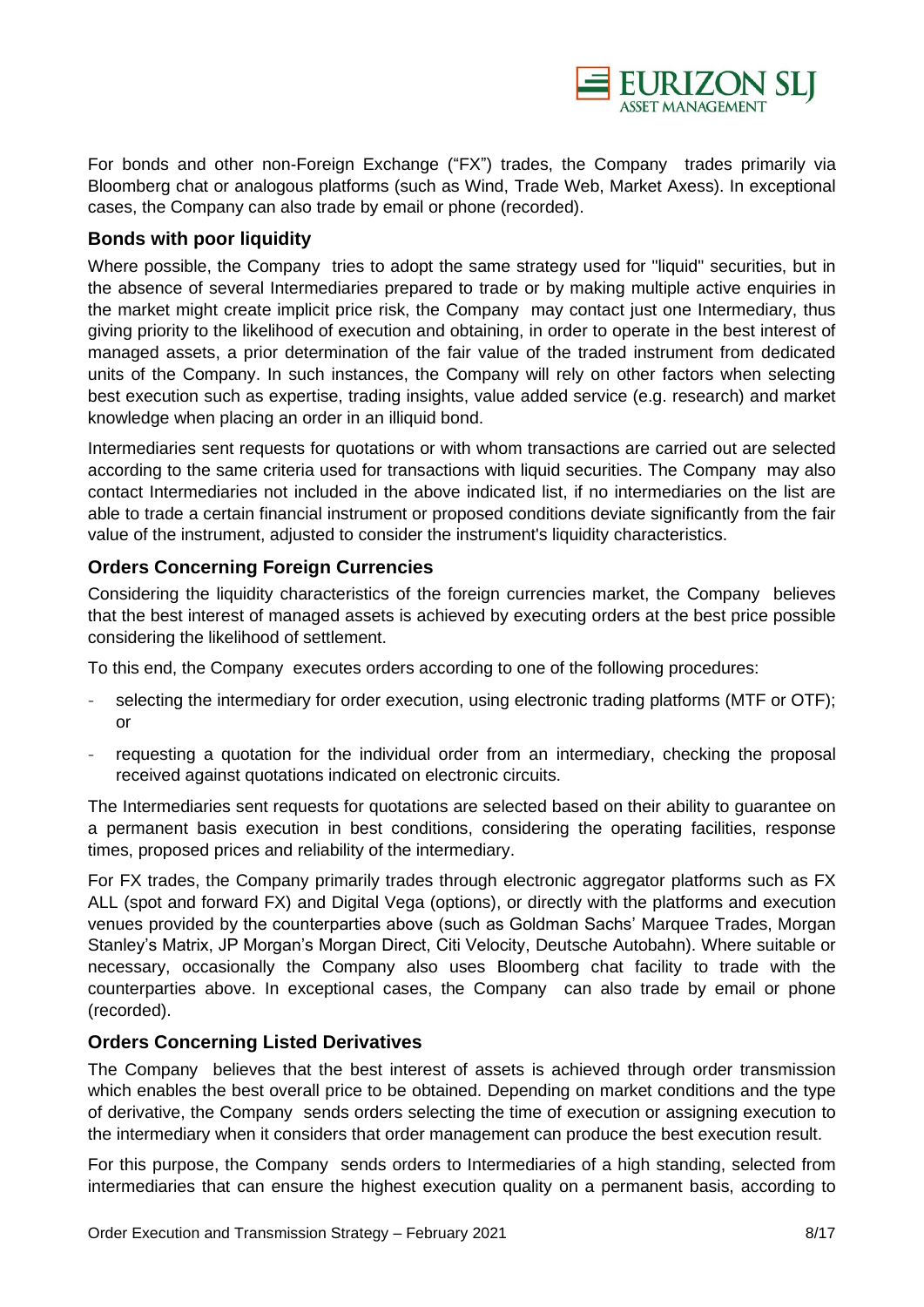For bonds and other non-Foreign Exchange ("FX") trades, the Company trades primarily via Bloomberg chat or analogous platforms (such as Wind, Trade Web, Market Axess). In exceptional cases, the Company can also trade by email or phone (recorded).

### Bonds with poor liquidity

Where possible, the Company tries to adopt the same strategy used for "liquid" securities, but in the absence of several Intermediaries prepared to trade or by making multiple active enquiries in the market might create implicit price risk, the Company may contact just one Intermediary, thus giving priority to the likelihood of execution and obtaining, in order to operate in the best interest of managed assets, a prior determination of the fair value of the traded instrument from dedicated units of the Company. In such instances, the Company will rely on other factors when selecting best execution such as expertise, trading insights, value added service (e.g. research) and market knowledge when placing an order in an illiquid bond.

Intermediaries sent requests for quotations or with whom transactions are carried out are selected according to the same criteria used for transactions with liquid securities. The Company may also contact Intermediaries not included in the above indicated list, if no intermediaries on the list are able to trade a certain financial instrument or proposed conditions deviate significantly from the fair value of the instrument, adjusted to consider the instrument's liquidity characteristics.

### Orders Concerning Foreign Currencies

Considering the liquidity characteristics of the foreign currencies market, the Company believes that the best interest of managed assets is achieved by executing orders at the best price possible considering the likelihood of settlement.

To this end, the Company executes orders according to one of the following procedures:

- selecting the intermediary for order execution, using electronic trading platforms (MTF or OTF); or
- requesting a quotation for the individual order from an intermediary, checking the proposal received against quotations indicated on electronic circuits.

The Intermediaries sent requests for quotations are selected based on their ability to guarantee on a permanent basis execution in best conditions, considering the operating facilities, response times, proposed prices and reliability of the intermediary.

For FX trades, the Company primarily trades through electronic aggregator platforms such as FX ALL (spot and forward FX) and Digital Vega (options), or directly with the platforms and execution venues provided by the counterparties above (such as Goldman Sachs' Marquee Trades, Morgan Stanley's Matrix, JP Morgan's Morgan Direct, Citi Velocity, Deutsche Autobahn). Where suitable or necessary, occasionally the Company also uses Bloomberg chat facility to trade with the counterparties above. In exceptional cases, the Company can also trade by email or phone (recorded).

### Orders Concerning Listed Derivatives

The Company believes that the best interest of assets is achieved through order transmission which enables the best overall price to be obtained. Depending on market conditions and the type of derivative, the Company sends orders selecting the time of execution or assigning execution to the intermediary when it considers that order management can produce the best execution result.

For this purpose, the Company sends orders to Intermediaries of a high standing, selected from intermediaries that can ensure the highest execution quality on a permanent basis, according to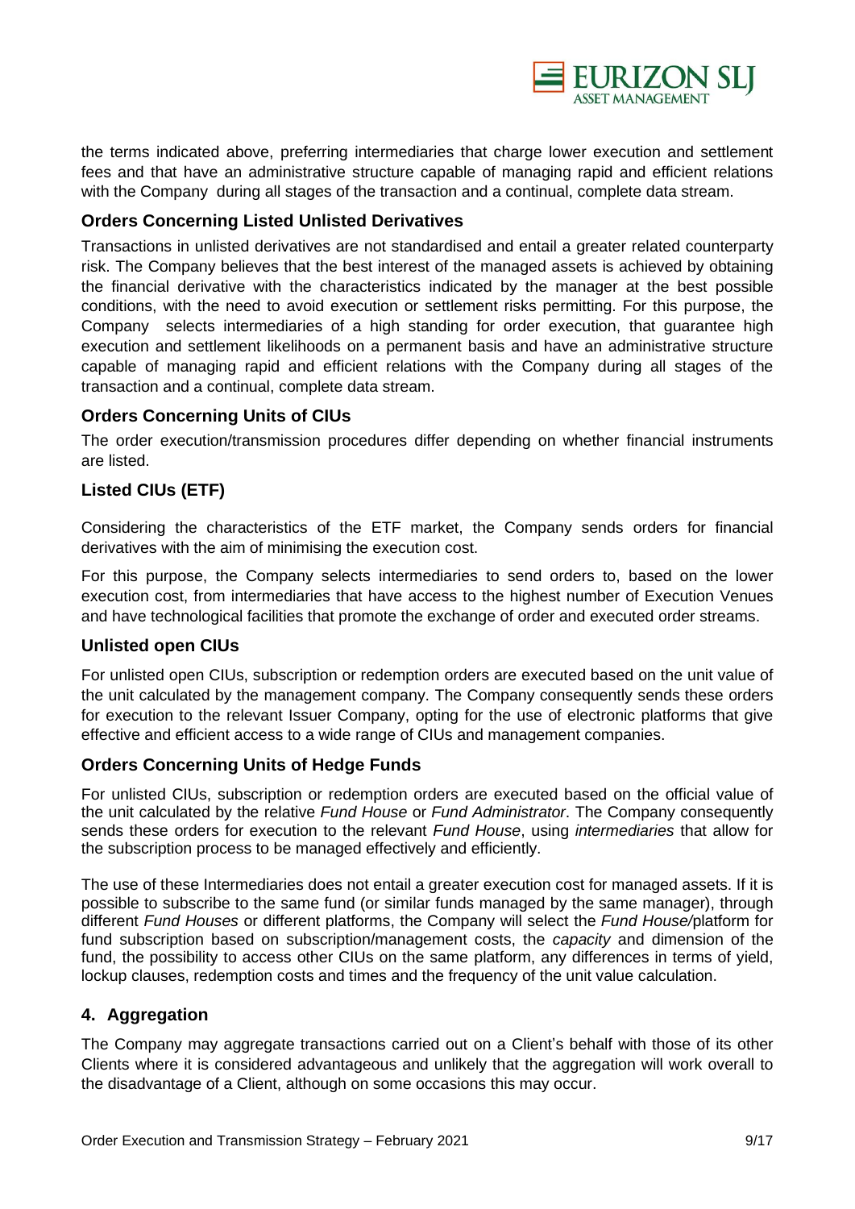the terms indicated above, preferring intermediaries that charge lower execution and settlement fees and that have an administrative structure capable of managing rapid and efficient relations with the Company during all stages of the transaction and a continual, complete data stream.

### Orders Concerning Listed Unlisted Derivatives

Transactions in unlisted derivatives are not standardised and entail a greater related counterparty risk. The Company believes that the best interest of the managed assets is achieved by obtaining the financial derivative with the characteristics indicated by the manager at the best possible conditions, with the need to avoid execution or settlement risks permitting. For this purpose, the Company selects intermediaries of a high standing for order execution, that guarantee high execution and settlement likelihoods on a permanent basis and have an administrative structure capable of managing rapid and efficient relations with the Company during all stages of the transaction and a continual, complete data stream.

### Orders Concerning Units of CIUs

The order execution/transmission procedures differ depending on whether financial instruments are listed.

### Listed CIUs (ETF)

Considering the characteristics of the ETF market, the Company sends orders for financial derivatives with the aim of minimising the execution cost.

For this purpose, the Company selects intermediaries to send orders to, based on the lower execution cost, from intermediaries that have access to the highest number of Execution Venues and have technological facilities that promote the exchange of order and executed order streams.

### Unlisted open CIUs

For unlisted open CIUs, subscription or redemption orders are executed based on the unit value of the unit calculated by the management company. The Company consequently sends these orders for execution to the relevant Issuer Company, opting for the use of electronic platforms that give effective and efficient access to a wide range of CIUs and management companies.

### Orders Concerning Units of Hedge Funds

For unlisted CIUs, subscription or redemption orders are executed based on the official value of the unit calculated by the relative *Fund House* or *Fund Administrator*. The Company consequently sends these orders for execution to the relevant *Fund House*, using *intermediaries* that allow for the subscription process to be managed effectively and efficiently.

The use of these Intermediaries does not entail a greater execution cost for managed assets. If it is possible to subscribe to the same fund (or similar funds managed by the same manager), through different *Fund Houses* or different platforms, the Company will select the *Fund House*/platform for fund subscription based on subscription/management costs, the *capacity* and dimension of the fund, the possibility to access other CIUs on the same platform, any differences in terms of yield, lockup clauses, redemption costs and times and the frequency of the unit value calculation.

## 4. Aggregation

The Company may aggregate transactions carried out on a Client's behalf with those of its other Clients where it is considered advantageous and unlikely that the aggregation will work overall to the disadvantage of a Client, although on some occasions this may occur.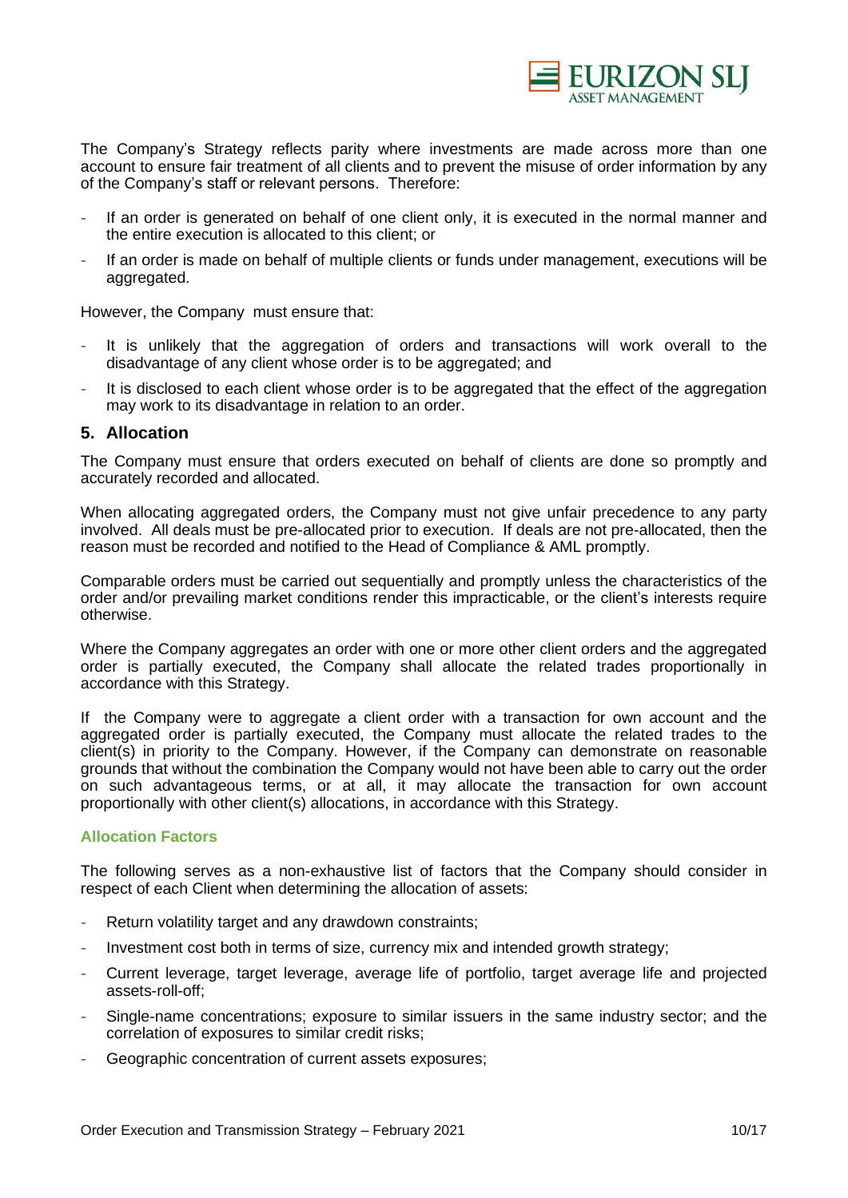The Company's Strategy reflects parity where investments are made across more than one account to ensure fair treatment of all clients and to prevent the misuse of order information by any of the Company's staff or relevant persons. Therefore:

- If an order is generated on behalf of one client only, it is executed in the normal manner and the entire execution is allocated to this client; or
- If an order is made on behalf of multiple clients or funds under management, executions will be aggregated.

However, the Company must ensure that:

- It is unlikely that the aggregation of orders and transactions will work overall to the disadvantage of any client whose order is to be aggregated; and
- It is disclosed to each client whose order is to be aggregated that the effect of the aggregation may work to its disadvantage in relation to an order.

## 5. Allocation

The Company must ensure that orders executed on behalf of clients are done so promptly and accurately recorded and allocated.

When allocating aggregated orders, the Company must not give unfair precedence to any party involved. All deals must be pre-allocated prior to execution. If deals are not pre-allocated, then the reason must be recorded and notified to the Head of Compliance & AML promptly.

Comparable orders must be carried out sequentially and promptly unless the characteristics of the order and/or prevailing market conditions render this impracticable, or the client's interests require otherwise.

Where the Company aggregates an order with one or more other client orders and the aggregated order is partially executed, the Company shall allocate the related trades proportionally in accordance with this Strategy.

If the Company were to aggregate a client order with a transaction for own account and the aggregated order is partially executed, the Company must allocate the related trades to the client(s) in priority to the Company. However, if the Company can demonstrate on reasonable grounds that without the combination the Company would not have been able to carry out the order on such advantageous terms, or at all, it may allocate the transaction for own account proportionally with other client(s) allocations, in accordance with this Strategy.

### Allocation Factors

The following serves as a non-exhaustive list of factors that the Company should consider in respect of each Client when determining the allocation of assets:

- Return volatility target and any drawdown constraints;
- Investment cost both in terms of size, currency mix and intended growth strategy;
- Current leverage, target leverage, average life of portfolio, target average life and projected assets-roll-off;
- Single-name concentrations; exposure to similar issuers in the same industry sector; and the correlation of exposures to similar credit risks;
- Geographic concentration of current assets exposures;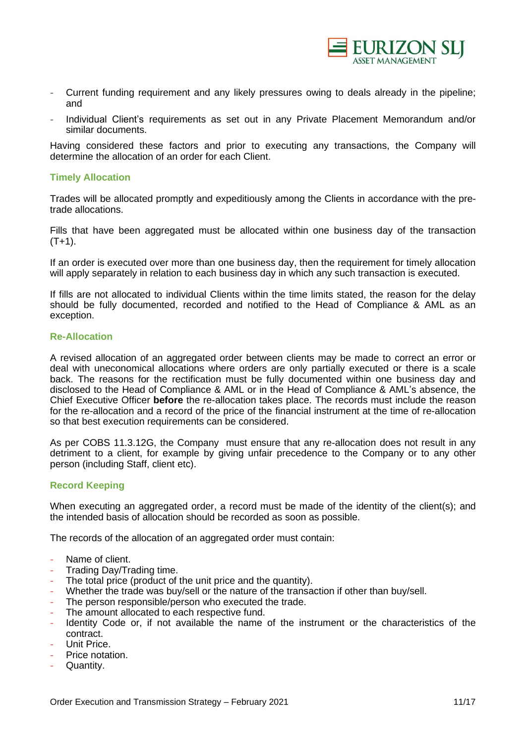- Current funding requirement and any likely pressures owing to deals already in the pipeline; and
- Individual Client's requirements as set out in any Private Placement Memorandum and/or similar documents.

Having considered these factors and prior to executing any transactions, the Company will determine the allocation of an order for each Client.

### Timely Allocation

Trades will be allocated promptly and expeditiously among the Clients in accordance with the pre-trade allocations.

Fills that have been aggregated must be allocated within one business day of the transaction (T+1).

If an order is executed over more than one business day, then the requirement for timely allocation will apply separately in relation to each business day in which any such transaction is executed.

If fills are not allocated to individual Clients within the time limits stated, the reason for the delay should be fully documented, recorded and notified to the Head of Compliance & AML as an exception.

### Re-Allocation

A revised allocation of an aggregated order between clients may be made to correct an error or deal with uneconomical allocations where orders are only partially executed or there is a scale back. The reasons for the rectification must be fully documented within one business day and disclosed to the Head of Compliance & AML or in the Head of Compliance & AML's absence, the Chief Executive Officer **before** the re-allocation takes place. The records must include the reason for the re-allocation and a record of the price of the financial instrument at the time of re-allocation so that best execution requirements can be considered.

As per COBS 11.3.12G, the Company must ensure that any re-allocation does not result in any detriment to a client, for example by giving unfair precedence to the Company or to any other person (including Staff, client etc).

### Record Keeping

When executing an aggregated order, a record must be made of the identity of the client(s); and the intended basis of allocation should be recorded as soon as possible.

The records of the allocation of an aggregated order must contain:

- Name of client.
- Trading Day/Trading time.
- The total price (product of the unit price and the quantity).
- Whether the trade was buy/sell or the nature of the transaction if other than buy/sell.
- The person responsible/person who executed the trade.
- The amount allocated to each respective fund.
- Identity Code or, if not available the name of the instrument or the characteristics of the contract.
- Unit Price.
- Price notation.
- Quantity.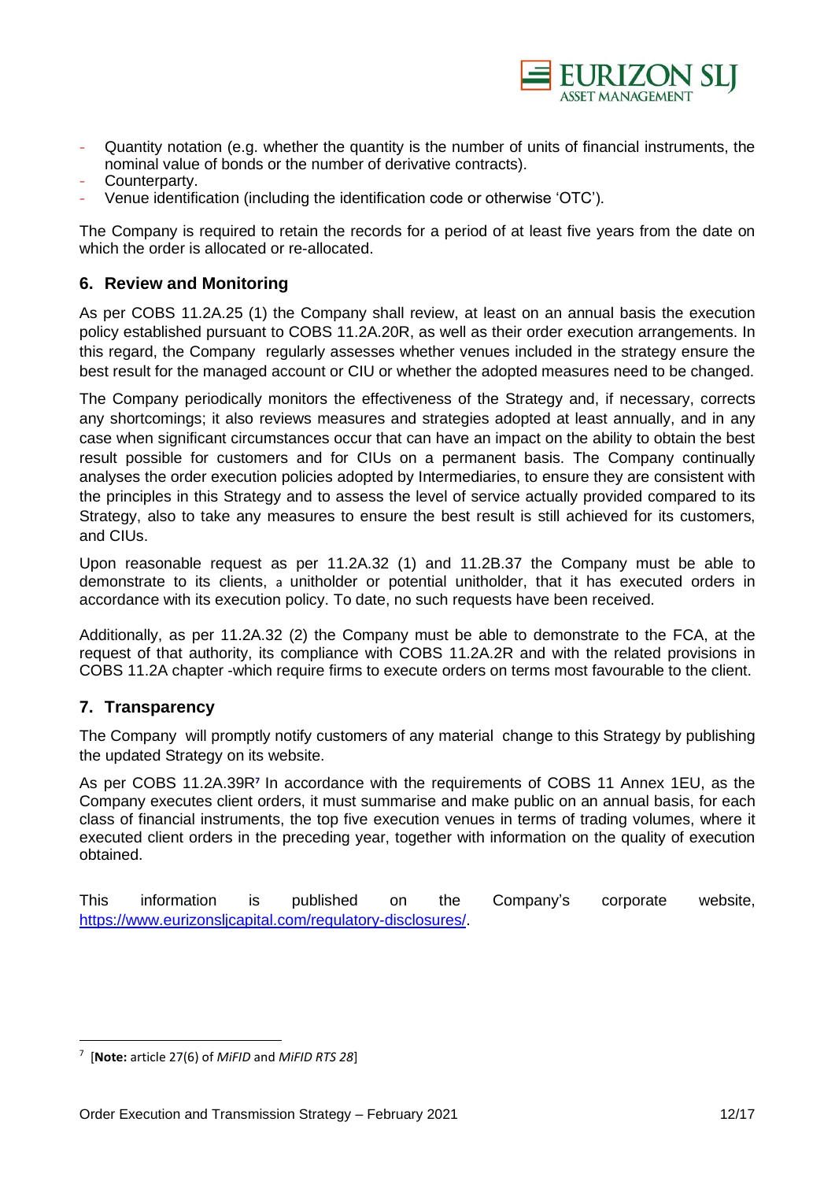- Quantity notation (e.g. whether the quantity is the number of units of financial instruments, the nominal value of bonds or the number of derivative contracts).
- Counterparty.
- Venue identification (including the identification code or otherwise 'OTC').

The Company is required to retain the records for a period of at least five years from the date on which the order is allocated or re-allocated.

## 6. Review and Monitoring

As per COBS 11.2A.25 (1) the Company shall review, at least on an annual basis the execution policy established pursuant to COBS 11.2A.20R, as well as their order execution arrangements. In this regard, the Company regularly assesses whether venues included in the strategy ensure the best result for the managed account or CIU or whether the adopted measures need to be changed.

The Company periodically monitors the effectiveness of the Strategy and, if necessary, corrects any shortcomings; it also reviews measures and strategies adopted at least annually, and in any case when significant circumstances occur that can have an impact on the ability to obtain the best result possible for customers and for CIUs on a permanent basis. The Company continually analyses the order execution policies adopted by Intermediaries, to ensure they are consistent with the principles in this Strategy and to assess the level of service actually provided compared to its Strategy, also to take any measures to ensure the best result is still achieved for its customers, and CIUs.

Upon reasonable request as per 11.2A.32 (1) and 11.2B.37 the Company must be able to demonstrate to its clients, a unitholder or potential unitholder, that it has executed orders in accordance with its execution policy. To date, no such requests have been received.

Additionally, as per 11.2A.32 (2) the Company must be able to demonstrate to the FCA, at the request of that authority, its compliance with COBS 11.2A.2R and with the related provisions in COBS 11.2A chapter -which require firms to execute orders on terms most favourable to the client.

## 7. Transparency

The Company will promptly notify customers of any material change to this Strategy by publishing the updated Strategy on its website.

As per COBS 11.2A.39R[7] In accordance with the requirements of COBS 11 Annex 1EU, as the Company executes client orders, it must summarise and make public on an annual basis, for each class of financial instruments, the top five execution venues in terms of trading volumes, where it executed client orders in the preceding year, together with information on the quality of execution obtained.

This information is published on the Company's corporate website, https://www.eurizonsljcapital.com/regulatory-disclosures/.

[7] [**Note:** article 27(6) of *MiFID* and *MiFID RTS 28*]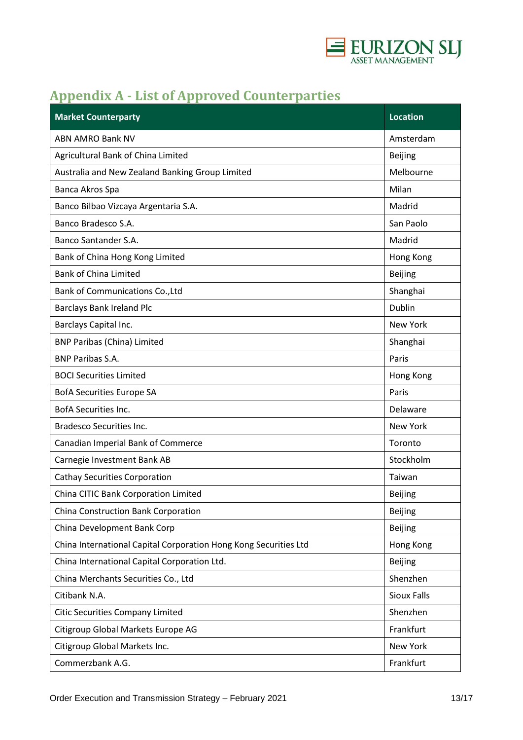## Appendix A - List of Approved Counterparties

| Market Counterparty | Location |
|---|---|
| ABN AMRO Bank NV | Amsterdam |
| Agricultural Bank of China Limited | Beijing |
| Australia and New Zealand Banking Group Limited | Melbourne |
| Banca Akros Spa | Milan |
| Banco Bilbao Vizcaya Argentaria S.A. | Madrid |
| Banco Bradesco S.A. | San Paolo |
| Banco Santander S.A. | Madrid |
| Bank of China Hong Kong Limited | Hong Kong |
| Bank of China Limited | Beijing |
| Bank of Communications Co.,Ltd | Shanghai |
| Barclays Bank Ireland Plc | Dublin |
| Barclays Capital Inc. | New York |
| BNP Paribas (China) Limited | Shanghai |
| BNP Paribas S.A. | Paris |
| BOCI Securities Limited | Hong Kong |
| BofA Securities Europe SA | Paris |
| BofA Securities Inc. | Delaware |
| Bradesco Securities Inc. | New York |
| Canadian Imperial Bank of Commerce | Toronto |
| Carnegie Investment Bank AB | Stockholm |
| Cathay Securities Corporation | Taiwan |
| China CITIC Bank Corporation Limited | Beijing |
| China Construction Bank Corporation | Beijing |
| China Development Bank Corp | Beijing |
| China International Capital Corporation Hong Kong Securities Ltd | Hong Kong |
| China International Capital Corporation Ltd. | Beijing |
| China Merchants Securities Co., Ltd | Shenzhen |
| Citibank N.A. | Sioux Falls |
| Citic Securities Company Limited | Shenzhen |
| Citigroup Global Markets Europe AG | Frankfurt |
| Citigroup Global Markets Inc. | New York |
| Commerzbank A.G. | Frankfurt |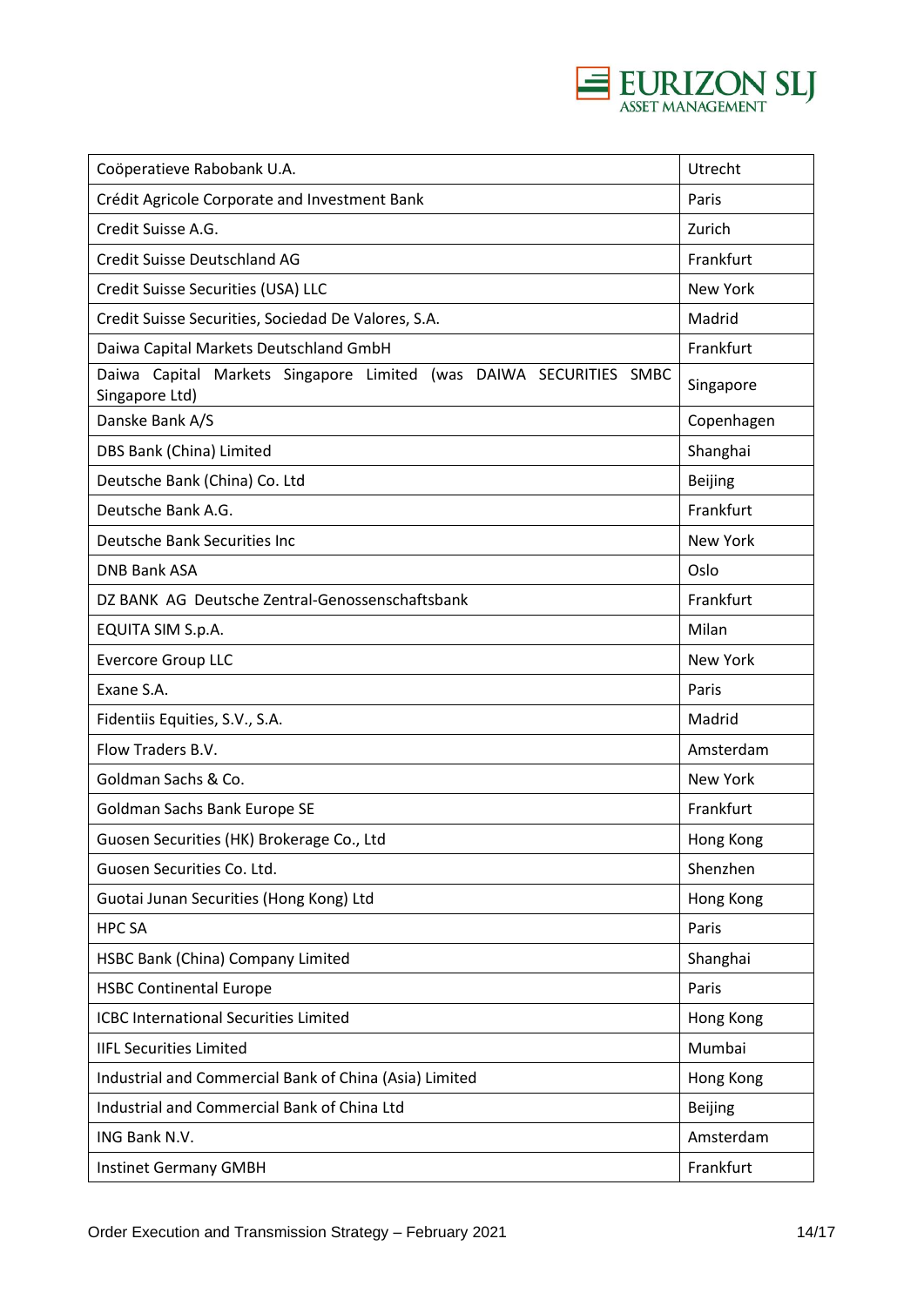| Coöperatieve Rabobank U.A. | Utrecht |
|---|---|
| Crédit Agricole Corporate and Investment Bank | Paris |
| Credit Suisse A.G. | Zurich |
| Credit Suisse Deutschland AG | Frankfurt |
| Credit Suisse Securities (USA) LLC | New York |
| Credit Suisse Securities, Sociedad De Valores, S.A. | Madrid |
| Daiwa Capital Markets Deutschland GmbH | Frankfurt |
| Daiwa Capital Markets Singapore Limited (was DAIWA SECURITIES SMBC Singapore Ltd) | Singapore |
| Danske Bank A/S | Copenhagen |
| DBS Bank (China) Limited | Shanghai |
| Deutsche Bank (China) Co. Ltd | Beijing |
| Deutsche Bank A.G. | Frankfurt |
| Deutsche Bank Securities Inc | New York |
| DNB Bank ASA | Oslo |
| DZ BANK AG Deutsche Zentral-Genossenschaftsbank | Frankfurt |
| EQUITA SIM S.p.A. | Milan |
| Evercore Group LLC | New York |
| Exane S.A. | Paris |
| Fidentiis Equities, S.V., S.A. | Madrid |
| Flow Traders B.V. | Amsterdam |
| Goldman Sachs & Co. | New York |
| Goldman Sachs Bank Europe SE | Frankfurt |
| Guosen Securities (HK) Brokerage Co., Ltd | Hong Kong |
| Guosen Securities Co. Ltd. | Shenzhen |
| Guotai Junan Securities (Hong Kong) Ltd | Hong Kong |
| HPC SA | Paris |
| HSBC Bank (China) Company Limited | Shanghai |
| HSBC Continental Europe | Paris |
| ICBC International Securities Limited | Hong Kong |
| IIFL Securities Limited | Mumbai |
| Industrial and Commercial Bank of China (Asia) Limited | Hong Kong |
| Industrial and Commercial Bank of China Ltd | Beijing |
| ING Bank N.V. | Amsterdam |
| Instinet Germany GMBH | Frankfurt |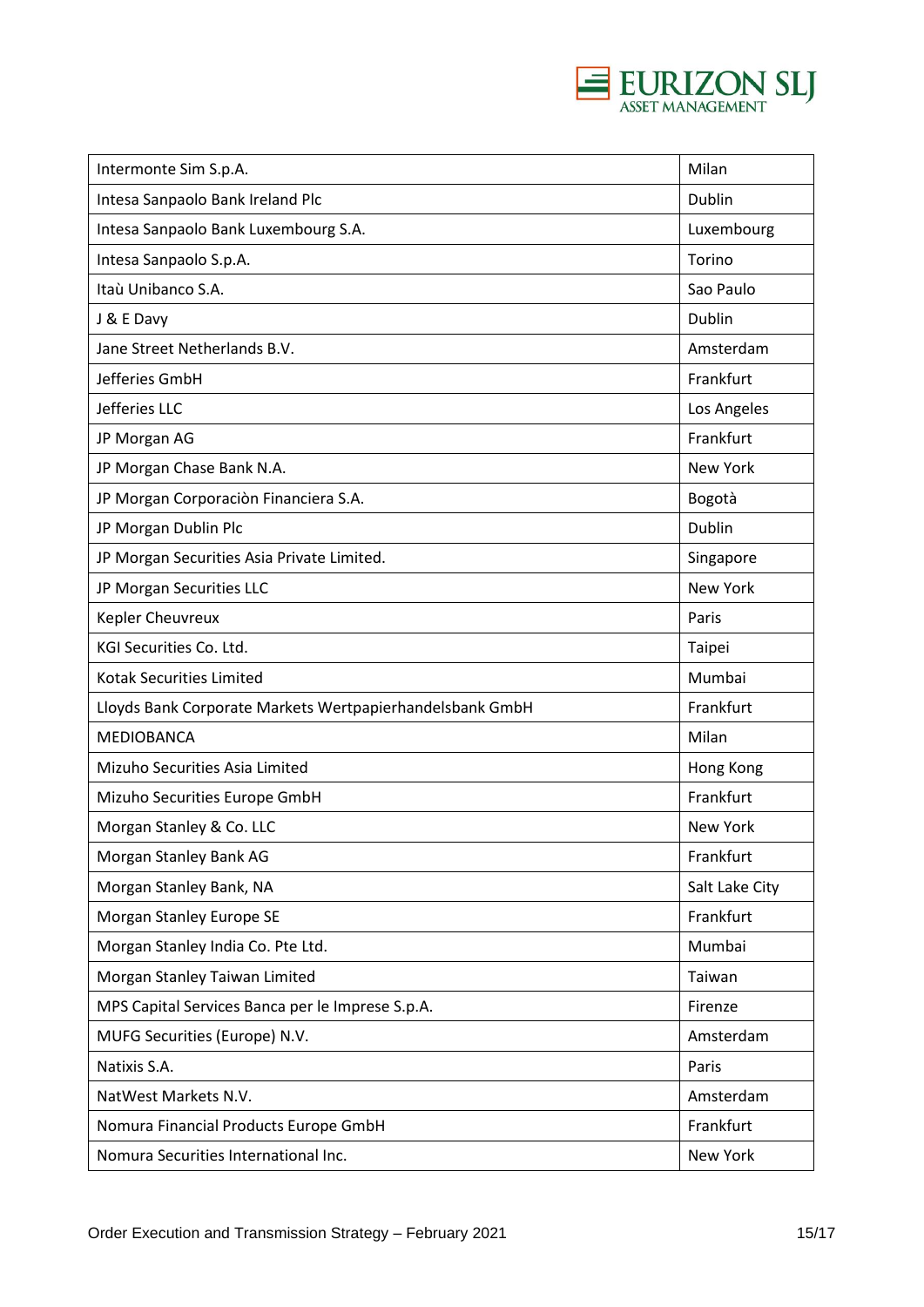| | |
|---|---|
| Intermonte Sim S.p.A. | Milan |
| Intesa Sanpaolo Bank Ireland Plc | Dublin |
| Intesa Sanpaolo Bank Luxembourg S.A. | Luxembourg |
| Intesa Sanpaolo S.p.A. | Torino |
| Itaù Unibanco S.A. | Sao Paulo |
| J & E Davy | Dublin |
| Jane Street Netherlands B.V. | Amsterdam |
| Jefferies GmbH | Frankfurt |
| Jefferies LLC | Los Angeles |
| JP Morgan AG | Frankfurt |
| JP Morgan Chase Bank N.A. | New York |
| JP Morgan Corporaciòn Financiera S.A. | Bogotà |
| JP Morgan Dublin Plc | Dublin |
| JP Morgan Securities Asia Private Limited. | Singapore |
| JP Morgan Securities LLC | New York |
| Kepler Cheuvreux | Paris |
| KGI Securities Co. Ltd. | Taipei |
| Kotak Securities Limited | Mumbai |
| Lloyds Bank Corporate Markets Wertpapierhandelsbank GmbH | Frankfurt |
| MEDIOBANCA | Milan |
| Mizuho Securities Asia Limited | Hong Kong |
| Mizuho Securities Europe GmbH | Frankfurt |
| Morgan Stanley & Co. LLC | New York |
| Morgan Stanley Bank AG | Frankfurt |
| Morgan Stanley Bank, NA | Salt Lake City |
| Morgan Stanley Europe SE | Frankfurt |
| Morgan Stanley India Co. Pte Ltd. | Mumbai |
| Morgan Stanley Taiwan Limited | Taiwan |
| MPS Capital Services Banca per le Imprese S.p.A. | Firenze |
| MUFG Securities (Europe) N.V. | Amsterdam |
| Natixis S.A. | Paris |
| NatWest Markets N.V. | Amsterdam |
| Nomura Financial Products Europe GmbH | Frankfurt |
| Nomura Securities International Inc. | New York |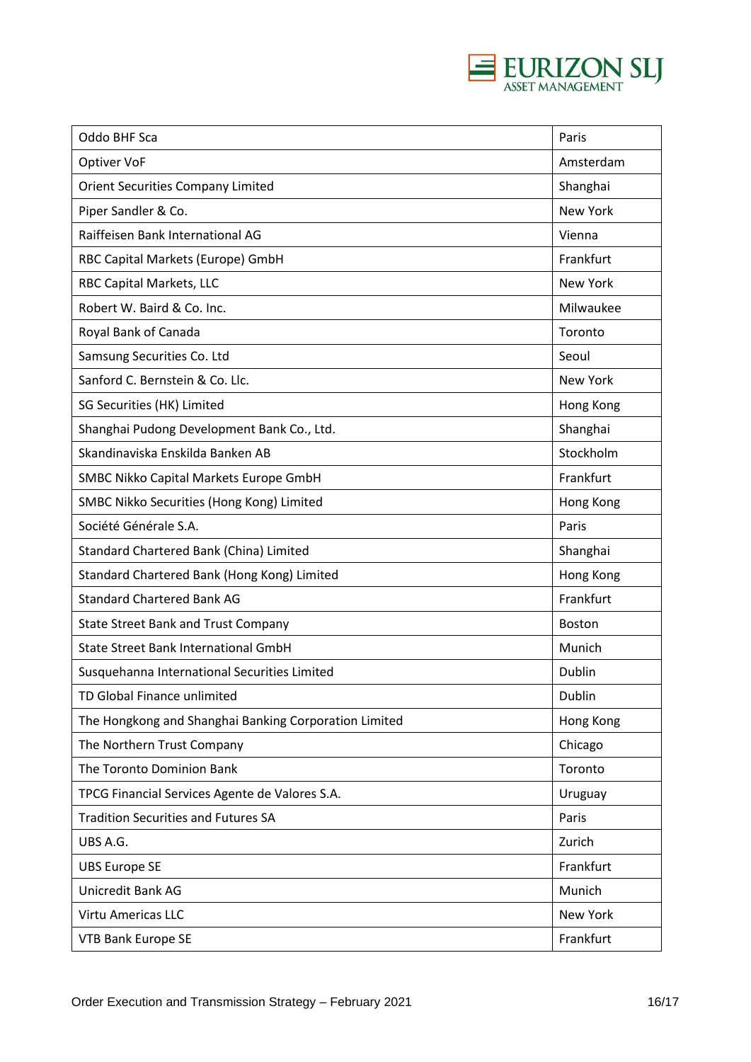| Oddo BHF Sca | Paris |
|---|---|
| Optiver VoF | Amsterdam |
| Orient Securities Company Limited | Shanghai |
| Piper Sandler & Co. | New York |
| Raiffeisen Bank International AG | Vienna |
| RBC Capital Markets (Europe) GmbH | Frankfurt |
| RBC Capital Markets, LLC | New York |
| Robert W. Baird & Co. Inc. | Milwaukee |
| Royal Bank of Canada | Toronto |
| Samsung Securities Co. Ltd | Seoul |
| Sanford C. Bernstein & Co. Llc. | New York |
| SG Securities (HK) Limited | Hong Kong |
| Shanghai Pudong Development Bank Co., Ltd. | Shanghai |
| Skandinaviska Enskilda Banken AB | Stockholm |
| SMBC Nikko Capital Markets Europe GmbH | Frankfurt |
| SMBC Nikko Securities (Hong Kong) Limited | Hong Kong |
| Société Générale S.A. | Paris |
| Standard Chartered Bank (China) Limited | Shanghai |
| Standard Chartered Bank (Hong Kong) Limited | Hong Kong |
| Standard Chartered Bank AG | Frankfurt |
| State Street Bank and Trust Company | Boston |
| State Street Bank International GmbH | Munich |
| Susquehanna International Securities Limited | Dublin |
| TD Global Finance unlimited | Dublin |
| The Hongkong and Shanghai Banking Corporation Limited | Hong Kong |
| The Northern Trust Company | Chicago |
| The Toronto Dominion Bank | Toronto |
| TPCG Financial Services Agente de Valores S.A. | Uruguay |
| Tradition Securities and Futures SA | Paris |
| UBS A.G. | Zurich |
| UBS Europe SE | Frankfurt |
| Unicredit Bank AG | Munich |
| Virtu Americas LLC | New York |
| VTB Bank Europe SE | Frankfurt |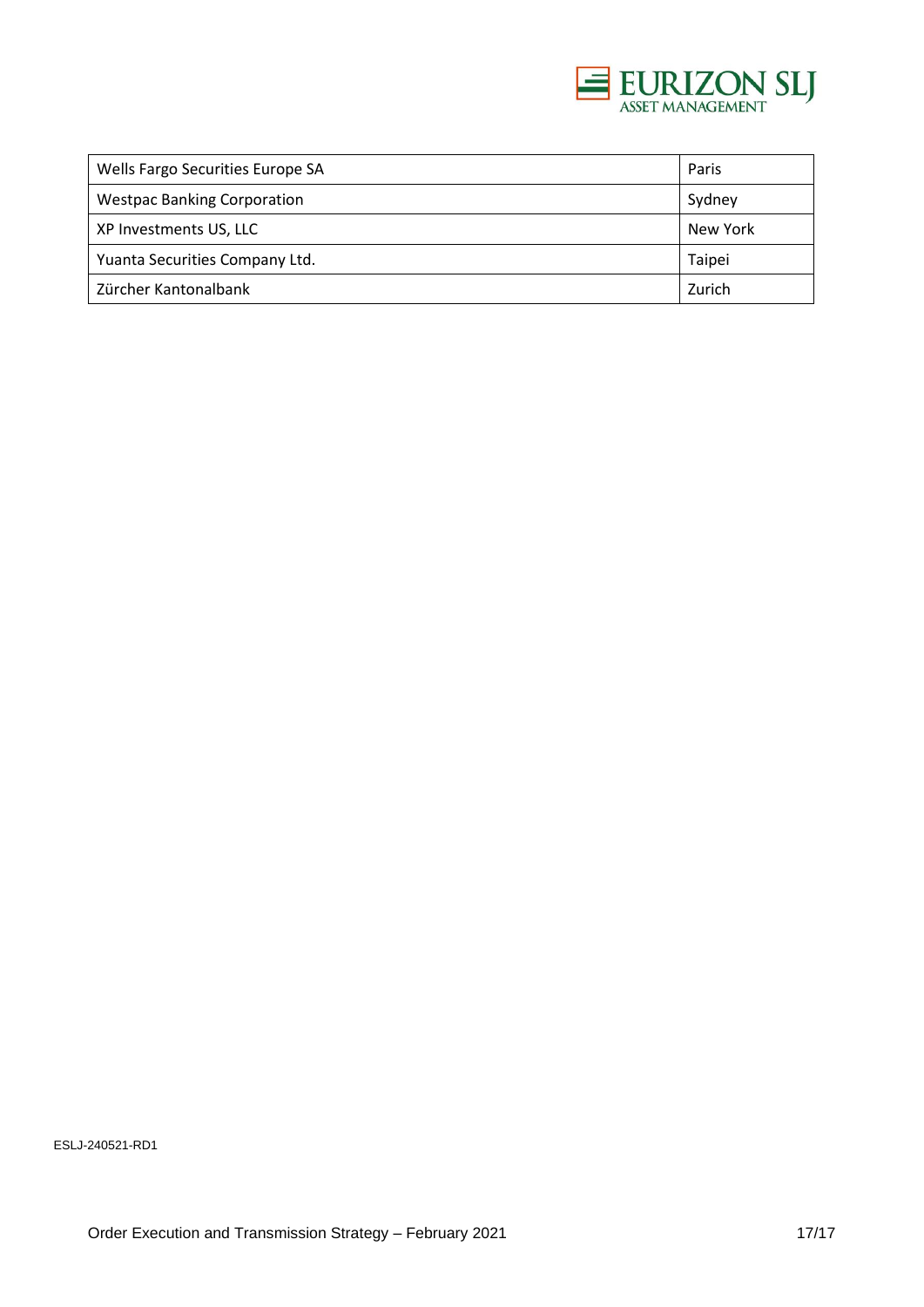| | |
|---|---|
| Wells Fargo Securities Europe SA | Paris |
| Westpac Banking Corporation | Sydney |
| XP Investments US, LLC | New York |
| Yuanta Securities Company Ltd. | Taipei |
| Zürcher Kantonalbank | Zurich |

ESLJ-240521-RD1